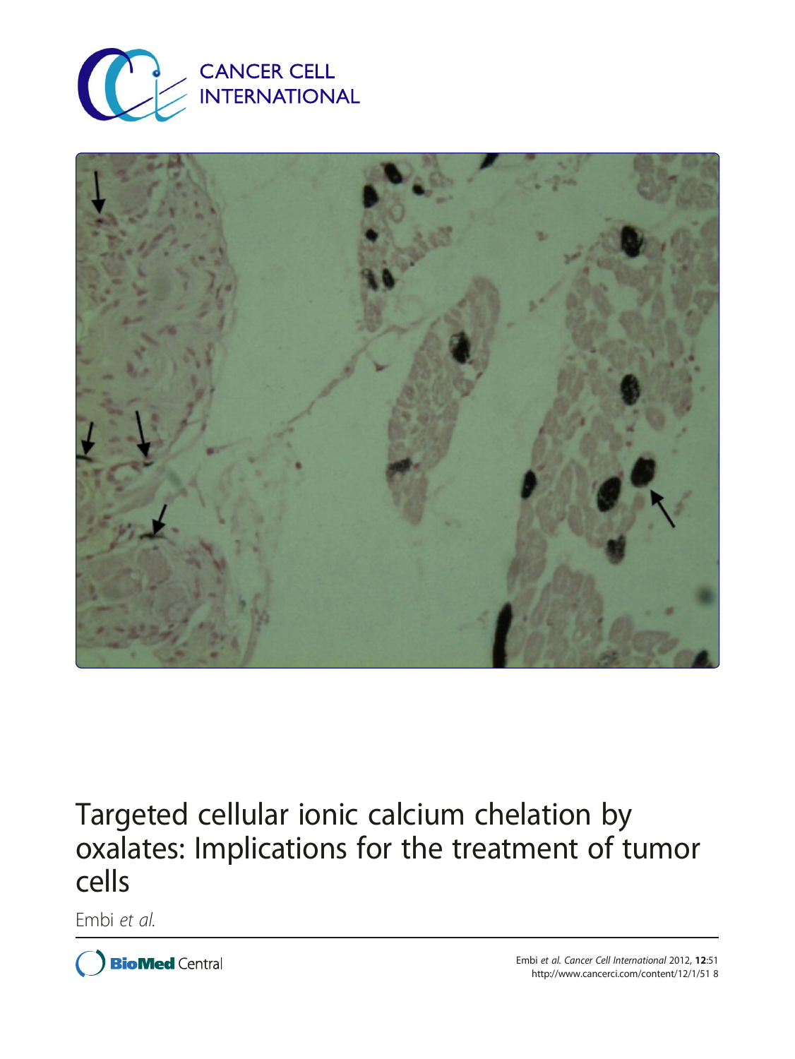CANCER CELL INTERNATIONAL

# Targeted cellular ionic calcium chelation by oxalates: Implications for the treatment of tumor cells

Embi *et al.*

Embi *et al. Cancer Cell International* 2012, **12**:51
http://www.cancerci.com/content/12/1/51 8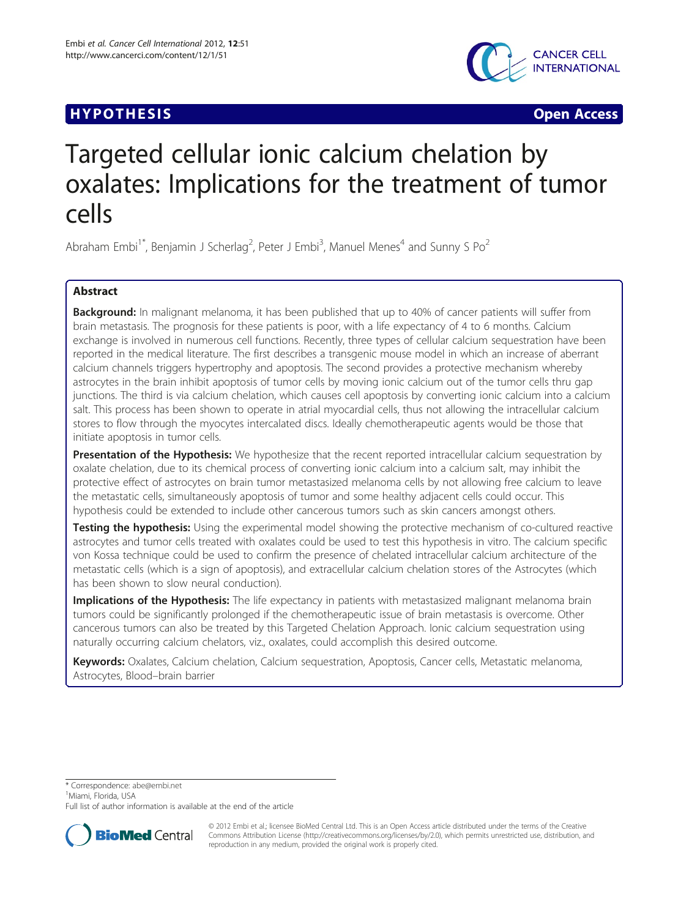# Targeted cellular ionic calcium chelation by oxalates: Implications for the treatment of tumor cells

Abraham Embi[1*], Benjamin J Scherlag[2], Peter J Embi[3], Manuel Menes[4] and Sunny S Po[2]

## Abstract

**Background:** In malignant melanoma, it has been published that up to 40% of cancer patients will suffer from brain metastasis. The prognosis for these patients is poor, with a life expectancy of 4 to 6 months. Calcium exchange is involved in numerous cell functions. Recently, three types of cellular calcium sequestration have been reported in the medical literature. The first describes a transgenic mouse model in which an increase of aberrant calcium channels triggers hypertrophy and apoptosis. The second provides a protective mechanism whereby astrocytes in the brain inhibit apoptosis of tumor cells by moving ionic calcium out of the tumor cells thru gap junctions. The third is via calcium chelation, which causes cell apoptosis by converting ionic calcium into a calcium salt. This process has been shown to operate in atrial myocardial cells, thus not allowing the intracellular calcium stores to flow through the myocytes intercalated discs. Ideally chemotherapeutic agents would be those that initiate apoptosis in tumor cells.

**Presentation of the Hypothesis:** We hypothesize that the recent reported intracellular calcium sequestration by oxalate chelation, due to its chemical process of converting ionic calcium into a calcium salt, may inhibit the protective effect of astrocytes on brain tumor metastasized melanoma cells by not allowing free calcium to leave the metastatic cells, simultaneously apoptosis of tumor and some healthy adjacent cells could occur. This hypothesis could be extended to include other cancerous tumors such as skin cancers amongst others.

**Testing the hypothesis:** Using the experimental model showing the protective mechanism of co-cultured reactive astrocytes and tumor cells treated with oxalates could be used to test this hypothesis in vitro. The calcium specific von Kossa technique could be used to confirm the presence of chelated intracellular calcium architecture of the metastatic cells (which is a sign of apoptosis), and extracellular calcium chelation stores of the Astrocytes (which has been shown to slow neural conduction).

**Implications of the Hypothesis:** The life expectancy in patients with metastasized malignant melanoma brain tumors could be significantly prolonged if the chemotherapeutic issue of brain metastasis is overcome. Other cancerous tumors can also be treated by this Targeted Chelation Approach. Ionic calcium sequestration using naturally occurring calcium chelators, viz., oxalates, could accomplish this desired outcome.

**Keywords:** Oxalates, Calcium chelation, Calcium sequestration, Apoptosis, Cancer cells, Metastatic melanoma, Astrocytes, Blood–brain barrier

\* Correspondence: abe@embi.net
[1]Miami, Florida, USA
Full list of author information is available at the end of the article

© 2012 Embi et al.; licensee BioMed Central Ltd. This is an Open Access article distributed under the terms of the Creative Commons Attribution License (http://creativecommons.org/licenses/by/2.0), which permits unrestricted use, distribution, and reproduction in any medium, provided the original work is properly cited.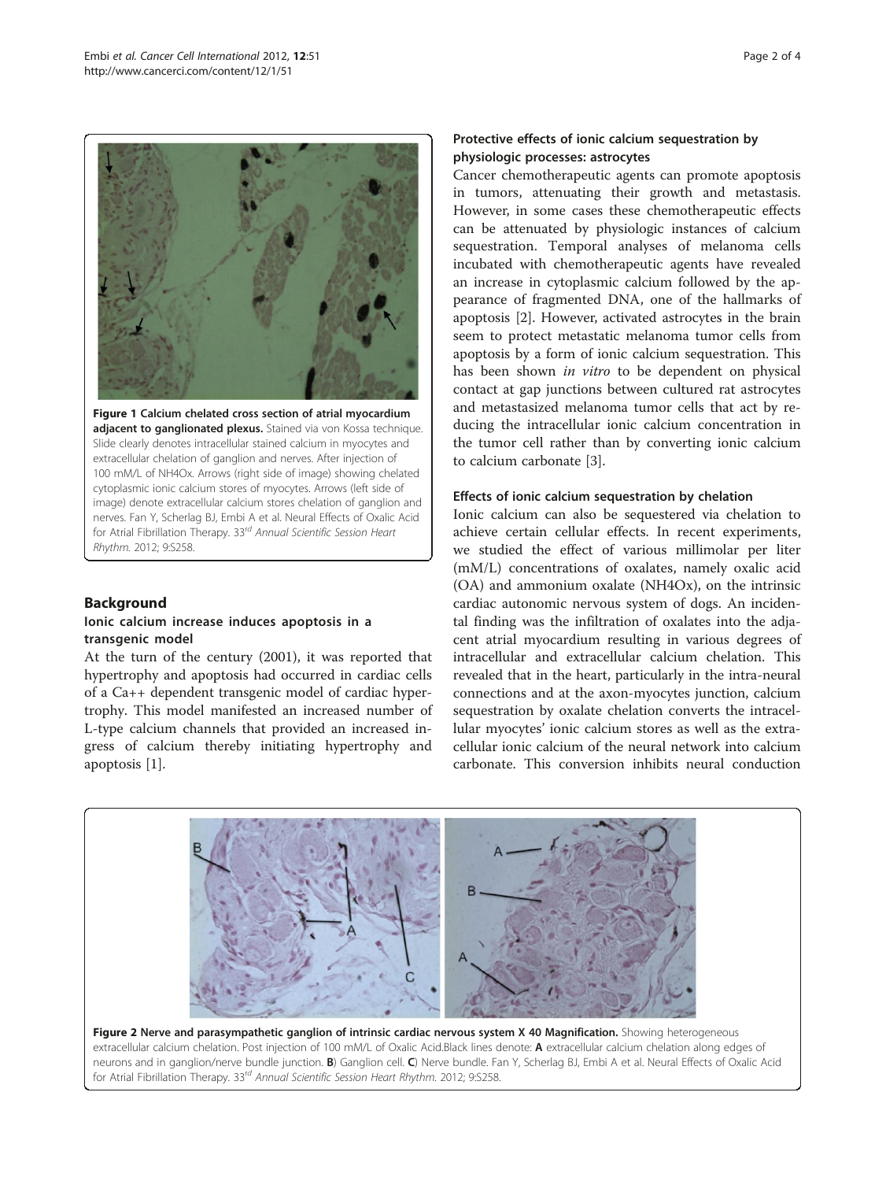Figure 1 **Calcium chelated cross section of atrial myocardium adjacent to ganglionated plexus.** Stained via von Kossa technique. Slide clearly denotes intracellular stained calcium in myocytes and extracellular chelation of ganglion and nerves. After injection of 100 mM/L of NH4Ox. Arrows (right side of image) showing chelated cytoplasmic ionic calcium stores of myocytes. Arrows (left side of image) denote extracellular calcium stores chelation of ganglion and nerves. Fan Y, Scherlag BJ, Embi A et al. Neural Effects of Oxalic Acid for Atrial Fibrillation Therapy. 33rd *Annual Scientific Session Heart Rhythm.* 2012; 9:S258.

## Background

### Ionic calcium increase induces apoptosis in a transgenic model

At the turn of the century (2001), it was reported that hypertrophy and apoptosis had occurred in cardiac cells of a Ca++ dependent transgenic model of cardiac hypertrophy. This model manifested an increased number of L-type calcium channels that provided an increased ingress of calcium thereby initiating hypertrophy and apoptosis [1].

### Protective effects of ionic calcium sequestration by physiologic processes: astrocytes

Cancer chemotherapeutic agents can promote apoptosis in tumors, attenuating their growth and metastasis. However, in some cases these chemotherapeutic effects can be attenuated by physiologic instances of calcium sequestration. Temporal analyses of melanoma cells incubated with chemotherapeutic agents have revealed an increase in cytoplasmic calcium followed by the appearance of fragmented DNA, one of the hallmarks of apoptosis [2]. However, activated astrocytes in the brain seem to protect metastatic melanoma tumor cells from apoptosis by a form of ionic calcium sequestration. This has been shown *in vitro* to be dependent on physical contact at gap junctions between cultured rat astrocytes and metastasized melanoma tumor cells that act by reducing the intracellular ionic calcium concentration in the tumor cell rather than by converting ionic calcium to calcium carbonate [3].

### Effects of ionic calcium sequestration by chelation

Ionic calcium can also be sequestered via chelation to achieve certain cellular effects. In recent experiments, we studied the effect of various millimolar per liter (mM/L) concentrations of oxalates, namely oxalic acid (OA) and ammonium oxalate (NH4Ox), on the intrinsic cardiac autonomic nervous system of dogs. An incidental finding was the infiltration of oxalates into the adjacent atrial myocardium resulting in various degrees of intracellular and extracellular calcium chelation. This revealed that in the heart, particularly in the intra-neural connections and at the axon-myocytes junction, calcium sequestration by oxalate chelation converts the intracellular myocytes' ionic calcium stores as well as the extracellular ionic calcium of the neural network into calcium carbonate. This conversion inhibits neural conduction

Figure 2 **Nerve and parasympathetic ganglion of intrinsic cardiac nervous system X 40 Magnification.** Showing heterogeneous extracellular calcium chelation. Post injection of 100 mM/L of Oxalic Acid.Black lines denote: **A** extracellular calcium chelation along edges of neurons and in ganglion/nerve bundle junction. **B**) Ganglion cell. **C**) Nerve bundle. Fan Y, Scherlag BJ, Embi A et al. Neural Effects of Oxalic Acid for Atrial Fibrillation Therapy. 33rd *Annual Scientific Session Heart Rhythm.* 2012; 9:S258.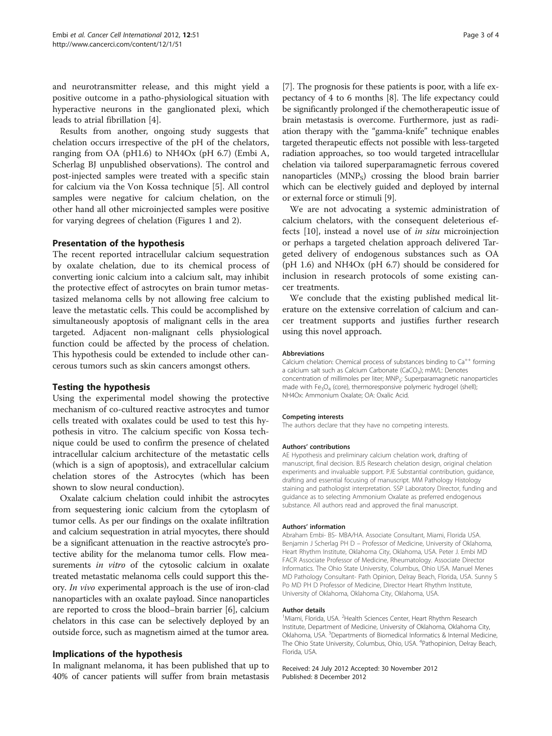and neurotransmitter release, and this might yield a positive outcome in a patho-physiological situation with hyperactive neurons in the ganglionated plexi, which leads to atrial fibrillation [4].

Results from another, ongoing study suggests that chelation occurs irrespective of the pH of the chelators, ranging from OA (pH1.6) to NH4Ox (pH 6.7) (Embi A, Scherlag BJ unpublished observations). The control and post-injected samples were treated with a specific stain for calcium via the Von Kossa technique [5]. All control samples were negative for calcium chelation, on the other hand all other microinjected samples were positive for varying degrees of chelation (Figures 1 and 2).

## Presentation of the hypothesis

The recent reported intracellular calcium sequestration by oxalate chelation, due to its chemical process of converting ionic calcium into a calcium salt, may inhibit the protective effect of astrocytes on brain tumor metastasized melanoma cells by not allowing free calcium to leave the metastatic cells. This could be accomplished by simultaneously apoptosis of malignant cells in the area targeted. Adjacent non-malignant cells physiological function could be affected by the process of chelation. This hypothesis could be extended to include other cancerous tumors such as skin cancers amongst others.

## Testing the hypothesis

Using the experimental model showing the protective mechanism of co-cultured reactive astrocytes and tumor cells treated with oxalates could be used to test this hypothesis in vitro. The calcium specific von Kossa technique could be used to confirm the presence of chelated intracellular calcium architecture of the metastatic cells (which is a sign of apoptosis), and extracellular calcium chelation stores of the Astrocytes (which has been shown to slow neural conduction).

Oxalate calcium chelation could inhibit the astrocytes from sequestering ionic calcium from the cytoplasm of tumor cells. As per our findings on the oxalate infiltration and calcium sequestration in atrial myocytes, there should be a significant attenuation in the reactive astrocyte's protective ability for the melanoma tumor cells. Flow measurements *in vitro* of the cytosolic calcium in oxalate treated metastatic melanoma cells could support this theory. *In vivo* experimental approach is the use of iron-clad nanoparticles with an oxalate payload. Since nanoparticles are reported to cross the blood–brain barrier [6], calcium chelators in this case can be selectively deployed by an outside force, such as magnetism aimed at the tumor area.

## Implications of the hypothesis

In malignant melanoma, it has been published that up to 40% of cancer patients will suffer from brain metastasis [7]. The prognosis for these patients is poor, with a life expectancy of 4 to 6 months [8]. The life expectancy could be significantly prolonged if the chemotherapeutic issue of brain metastasis is overcome. Furthermore, just as radiation therapy with the "gamma-knife" technique enables targeted therapeutic effects not possible with less-targeted radiation approaches, so too would targeted intracellular chelation via tailored superparamagnetic ferrous covered nanoparticles ($MNP_S$) crossing the blood brain barrier which can be electively guided and deployed by internal or external force or stimuli [9].

We are not advocating a systemic administration of calcium chelators, with the consequent deleterious effects [10], instead a novel use of *in situ* microinjection or perhaps a targeted chelation approach delivered Targeted delivery of endogenous substances such as OA (pH 1.6) and NH4Ox (pH 6.7) should be considered for inclusion in research protocols of some existing cancer treatments.

We conclude that the existing published medical literature on the extensive correlation of calcium and cancer treatment supports and justifies further research using this novel approach.

#### Abbreviations

Calcium chelation: Chemical process of substances binding to $Ca^{++}$ forming a calcium salt such as Calcium Carbonate ($CaCO_3$); mM/L: Denotes concentration of millimoles per liter; $MNP_S$: Superparamagnetic nanoparticles made with $Fe_3O_4$ (core), thermoresponsive polymeric hydrogel (shell); NH4Ox: Ammonium Oxalate; OA: Oxalic Acid.

#### Competing interests

The authors declare that they have no competing interests.

#### Authors' contributions

AE Hypothesis and preliminary calcium chelation work, drafting of manuscript, final decision. BJS Research chelation design, original chelation experiments and invaluable support. PJE Substantial contribution, guidance, drafting and essential focusing of manuscript. MM Pathology Histology staining and pathologist interpretation. SSP Laboratory Director, funding and guidance as to selecting Ammonium Oxalate as preferred endogenous substance. All authors read and approved the final manuscript.

#### Authors' information

Abraham Embi- BS- MBA/HA. Associate Consultant, Miami, Florida USA. Benjamin J Scherlag PH D – Professor of Medicine, University of Oklahoma, Heart Rhythm Institute, Oklahoma City, Oklahoma, USA. Peter J. Embi MD FACR Associate Professor of Medicine, Rheumatology. Associate Director Informatics. The Ohio State University, Columbus, Ohio USA. Manuel Menes MD Pathology Consultant- Path Opinion, Delray Beach, Florida, USA. Sunny S Po MD PH D Professor of Medicine, Director Heart Rhythm Institute, University of Oklahoma, Oklahoma City, Oklahoma, USA.

#### Author details

[1]Miami, Florida, USA. [2]Health Sciences Center, Heart Rhythm Research Institute, Department of Medicine, University of Oklahoma, Oklahoma City, Oklahoma, USA. [3]Departments of Biomedical Informatics & Internal Medicine, The Ohio State University, Columbus, Ohio, USA. [4]Pathopinion, Delray Beach, Florida, USA.

Received: 24 July 2012 Accepted: 30 November 2012
Published: 8 December 2012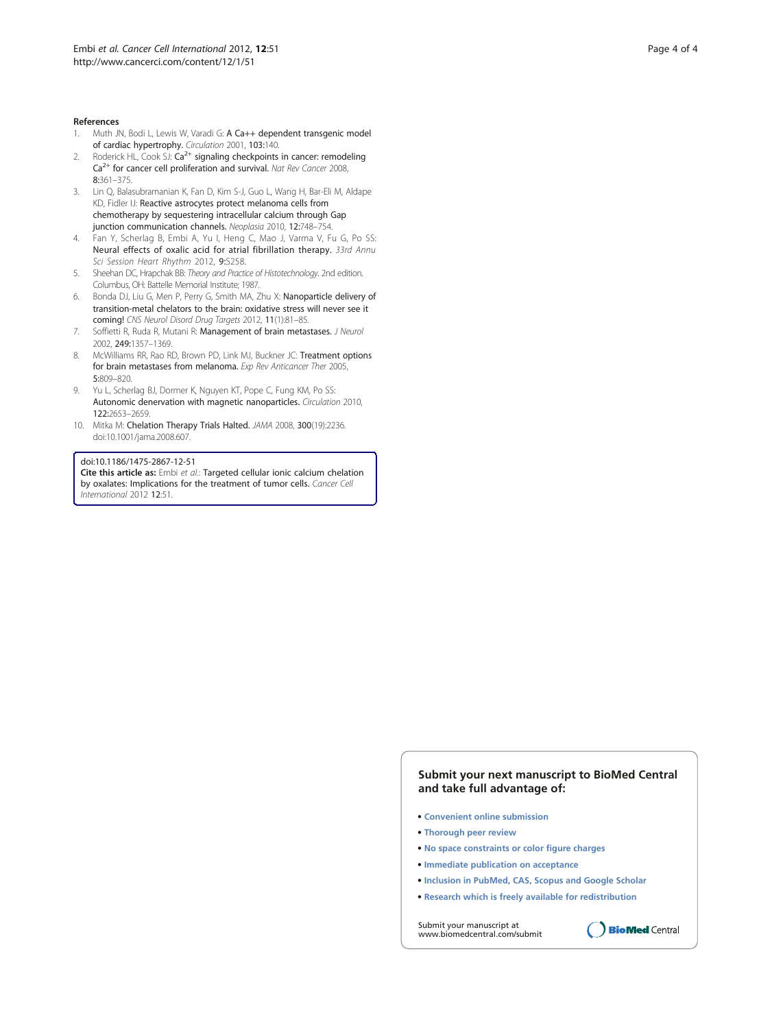## References

1. Muth JN, Bodi L, Lewis W, Varadi G: **A Ca++ dependent transgenic model of cardiac hypertrophy.** *Circulation* 2001, **103:**140.
2. Roderick HL, Cook SJ: **$Ca^{2+}$ signaling checkpoints in cancer: remodeling $Ca^{2+}$ for cancer cell proliferation and survival.** *Nat Rev Cancer* 2008, **8:**361–375.
3. Lin Q, Balasubramanian K, Fan D, Kim S-J, Guo L, Wang H, Bar-Eli M, Aldape KD, Fidler IJ: **Reactive astrocytes protect melanoma cells from chemotherapy by sequestering intracellular calcium through Gap junction communication channels.** *Neoplasia* 2010, **12:**748–754.
4. Fan Y, Scherlag B, Embi A, Yu I, Heng C, Mao J, Varma V, Fu G, Po SS: **Neural effects of oxalic acid for atrial fibrillation therapy.** *33rd Annu Sci Session Heart Rhythm* 2012, **9:**S258.
5. Sheehan DC, Hrapchak BB: *Theory and Practice of Histotechnology.* 2nd edition. Columbus, OH: Battelle Memorial Institute; 1987.
6. Bonda DJ, Liu G, Men P, Perry G, Smith MA, Zhu X: **Nanoparticle delivery of transition-metal chelators to the brain: oxidative stress will never see it coming!** *CNS Neurol Disord Drug Targets* 2012, **11**(1):81–85.
7. Soffietti R, Ruda R, Mutani R: **Management of brain metastases.** *J Neurol* 2002, **249:**1357–1369.
8. McWilliams RR, Rao RD, Brown PD, Link MJ, Buckner JC: **Treatment options for brain metastases from melanoma.** *Exp Rev Anticancer Ther* 2005, **5:**809–820.
9. Yu L, Scherlag BJ, Dormer K, Nguyen KT, Pope C, Fung KM, Po SS: **Autonomic denervation with magnetic nanoparticles.** *Circulation* 2010, **122:**2653–2659.
10. Mitka M: **Chelation Therapy Trials Halted.** *JAMA* 2008, **300**(19):2236. doi:10.1001/jama.2008.607.

doi:10.1186/1475-2867-12-51
**Cite this article as:** Embi *et al.*: Targeted cellular ionic calcium chelation by oxalates: Implications for the treatment of tumor cells. *Cancer Cell International* 2012 **12**:51.

**Submit your next manuscript to BioMed Central and take full advantage of:**

- **Convenient online submission**
- **Thorough peer review**
- **No space constraints or color figure charges**
- **Immediate publication on acceptance**
- **Inclusion in PubMed, CAS, Scopus and Google Scholar**
- **Research which is freely available for redistribution**

Submit your manuscript at
www.biomedcentral.com/submit

BioMed Central